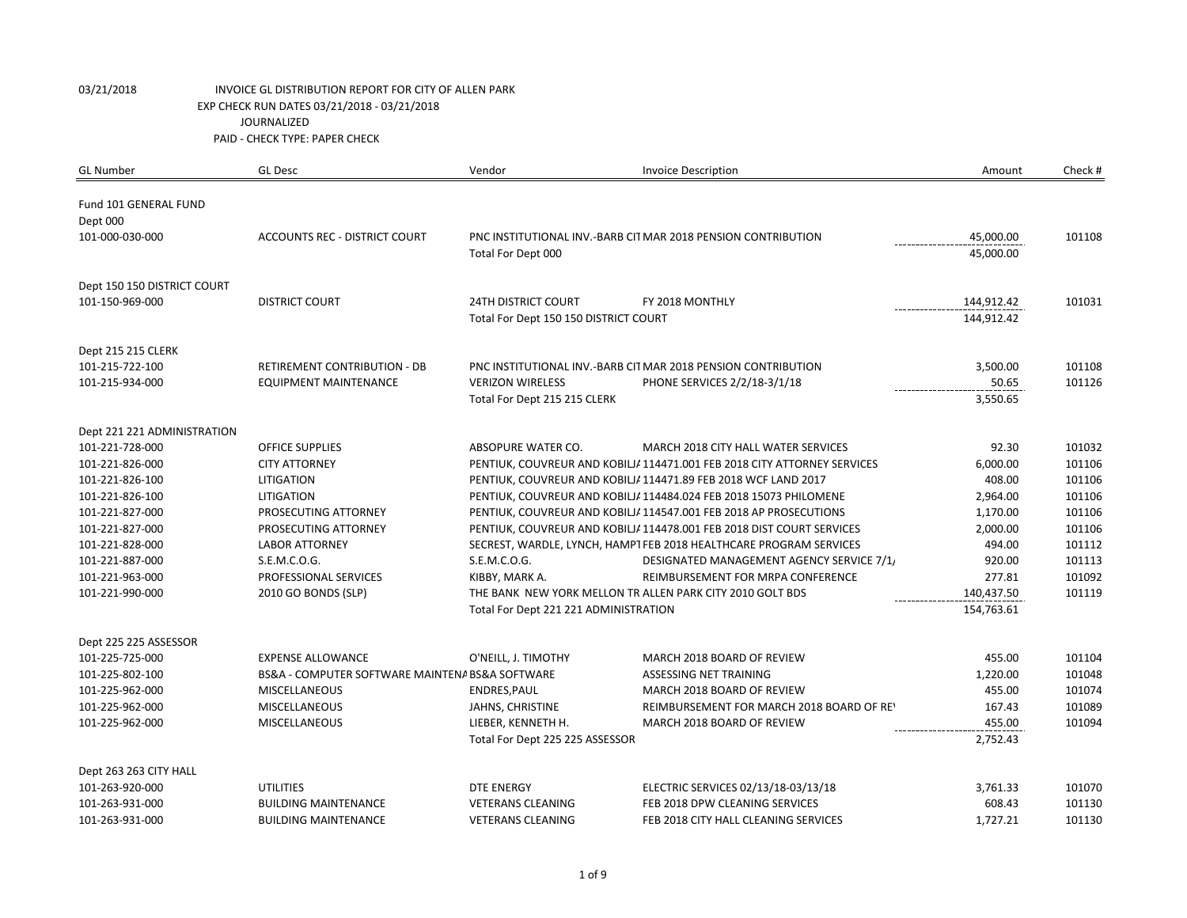03/21/2018 INVOICE GL DISTRIBUTION REPORT FOR CITY OF ALLEN PARK

EXP CHECK RUN DATES 03/21/2018 - 03/21/2018

JOURNALIZED

PAID - CHECK TYPE: PAPER CHECK

| GL Number | GL Desc | Vendor | Invoice Description | Amount | Check # |
|---|---|---|---|---|---|
| Fund 101 GENERAL FUND | | | | | |
| Dept 000 | | | | | |
| 101-000-030-000 | ACCOUNTS REC - DISTRICT COURT | PNC INSTITUTIONAL INV.-BARB CIT | MAR 2018 PENSION CONTRIBUTION | 45,000.00 | 101108 |
| | | Total For Dept 000 | | 45,000.00 | |
| Dept 150 150 DISTRICT COURT | | | | | |
| 101-150-969-000 | DISTRICT COURT | 24TH DISTRICT COURT | FY 2018 MONTHLY | 144,912.42 | 101031 |
| | | Total For Dept 150 150 DISTRICT COURT | | 144,912.42 | |
| Dept 215 215 CLERK | | | | | |
| 101-215-722-100 | RETIREMENT CONTRIBUTION - DB | PNC INSTITUTIONAL INV.-BARB CIT | MAR 2018 PENSION CONTRIBUTION | 3,500.00 | 101108 |
| 101-215-934-000 | EQUIPMENT MAINTENANCE | VERIZON WIRELESS | PHONE SERVICES 2/2/18-3/1/18 | 50.65 | 101126 |
| | | Total For Dept 215 215 CLERK | | 3,550.65 | |
| Dept 221 221 ADMINISTRATION | | | | | |
| 101-221-728-000 | OFFICE SUPPLIES | ABSOPURE WATER CO. | MARCH 2018 CITY HALL WATER SERVICES | 92.30 | 101032 |
| 101-221-826-000 | CITY ATTORNEY | PENTIUK, COUVREUR AND KOBILJA | 114471.001 FEB 2018 CITY ATTORNEY SERVICES | 6,000.00 | 101106 |
| 101-221-826-100 | LITIGATION | PENTIUK, COUVREUR AND KOBILJA | 114471.89 FEB 2018 WCF LAND 2017 | 408.00 | 101106 |
| 101-221-826-100 | LITIGATION | PENTIUK, COUVREUR AND KOBILJA | 114484.024 FEB 2018 15073 PHILOMENE | 2,964.00 | 101106 |
| 101-221-827-000 | PROSECUTING ATTORNEY | PENTIUK, COUVREUR AND KOBILJA | 114547.001 FEB 2018 AP PROSECUTIONS | 1,170.00 | 101106 |
| 101-221-827-000 | PROSECUTING ATTORNEY | PENTIUK, COUVREUR AND KOBILJA | 114478.001 FEB 2018 DIST COURT SERVICES | 2,000.00 | 101106 |
| 101-221-828-000 | LABOR ATTORNEY | SECREST, WARDLE, LYNCH, HAMPT | FEB 2018 HEALTHCARE PROGRAM SERVICES | 494.00 | 101112 |
| 101-221-887-000 | S.E.M.C.O.G. | S.E.M.C.O.G. | DESIGNATED MANAGEMENT AGENCY SERVICE 7/1/ | 920.00 | 101113 |
| 101-221-963-000 | PROFESSIONAL SERVICES | KIBBY, MARK A. | REIMBURSEMENT FOR MRPA CONFERENCE | 277.81 | 101092 |
| 101-221-990-000 | 2010 GO BONDS (SLP) | THE BANK NEW YORK MELLON TR | ALLEN PARK CITY 2010 GOLT BDS | 140,437.50 | 101119 |
| | | Total For Dept 221 221 ADMINISTRATION | | 154,763.61 | |
| Dept 225 225 ASSESSOR | | | | | |
| 101-225-725-000 | EXPENSE ALLOWANCE | O'NEILL, J. TIMOTHY | MARCH 2018 BOARD OF REVIEW | 455.00 | 101104 |
| 101-225-802-100 | BS&A - COMPUTER SOFTWARE MAINTENA | BS&A SOFTWARE | ASSESSING NET TRAINING | 1,220.00 | 101048 |
| 101-225-962-000 | MISCELLANEOUS | ENDRES,PAUL | MARCH 2018 BOARD OF REVIEW | 455.00 | 101074 |
| 101-225-962-000 | MISCELLANEOUS | JAHNS, CHRISTINE | REIMBURSEMENT FOR MARCH 2018 BOARD OF REV | 167.43 | 101089 |
| 101-225-962-000 | MISCELLANEOUS | LIEBER, KENNETH H. | MARCH 2018 BOARD OF REVIEW | 455.00 | 101094 |
| | | Total For Dept 225 225 ASSESSOR | | 2,752.43 | |
| Dept 263 263 CITY HALL | | | | | |
| 101-263-920-000 | UTILITIES | DTE ENERGY | ELECTRIC SERVICES 02/13/18-03/13/18 | 3,761.33 | 101070 |
| 101-263-931-000 | BUILDING MAINTENANCE | VETERANS CLEANING | FEB 2018 DPW CLEANING SERVICES | 608.43 | 101130 |
| 101-263-931-000 | BUILDING MAINTENANCE | VETERANS CLEANING | FEB 2018 CITY HALL CLEANING SERVICES | 1,727.21 | 101130 |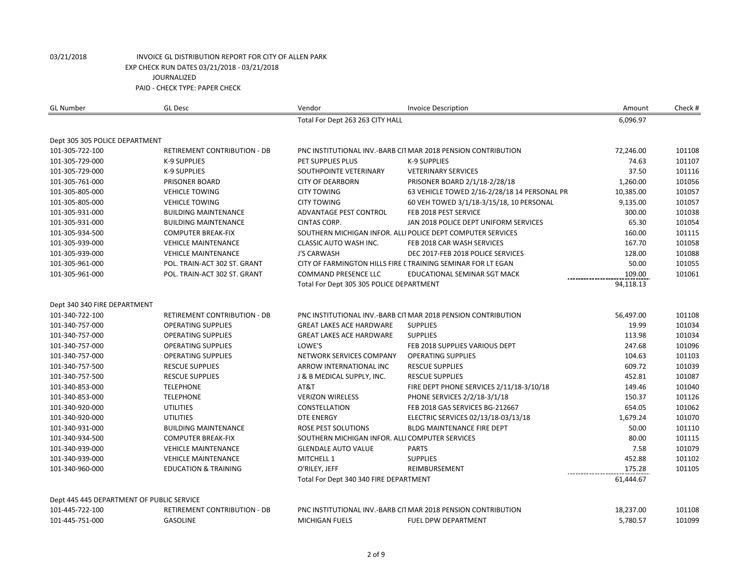03/21/2018 INVOICE GL DISTRIBUTION REPORT FOR CITY OF ALLEN PARK
EXP CHECK RUN DATES 03/21/2018 - 03/21/2018
JOURNALIZED
PAID - CHECK TYPE: PAPER CHECK

| GL Number | GL Desc | Vendor | Invoice Description | Amount | Check # |
|---|---|---|---|---|---|
| | | Total For Dept 263 263 CITY HALL | | 6,096.97 | |
| Dept 305 305 POLICE DEPARTMENT | | | | | |
| 101-305-722-100 | RETIREMENT CONTRIBUTION - DB | PNC INSTITUTIONAL INV.-BARB CIT | MAR 2018 PENSION CONTRIBUTION | 72,246.00 | 101108 |
| 101-305-729-000 | K-9 SUPPLIES | PET SUPPLIES PLUS | K-9 SUPPLIES | 74.63 | 101107 |
| 101-305-729-000 | K-9 SUPPLIES | SOUTHPOINTE VETERINARY | VETERINARY SERVICES | 37.50 | 101116 |
| 101-305-761-000 | PRISONER BOARD | CITY OF DEARBORN | PRISONER BOARD 2/1/18-2/28/18 | 1,260.00 | 101056 |
| 101-305-805-000 | VEHICLE TOWING | CITY TOWING | 63 VEHICLE TOWED 2/16-2/28/18 14 PERSONAL PR | 10,385.00 | 101057 |
| 101-305-805-000 | VEHICLE TOWING | CITY TOWING | 60 VEH TOWED 3/1/18-3/15/18, 10 PERSONAL | 9,135.00 | 101057 |
| 101-305-931-000 | BUILDING MAINTENANCE | ADVANTAGE PEST CONTROL | FEB 2018 PEST SERVICE | 300.00 | 101038 |
| 101-305-931-000 | BUILDING MAINTENANCE | CINTAS CORP. | JAN 2018 POLICE DEPT UNIFORM SERVICES | 65.30 | 101054 |
| 101-305-934-500 | COMPUTER BREAK-FIX | SOUTHERN MICHIGAN INFOR. ALLI | POLICE DEPT COMPUTER SERVICES | 160.00 | 101115 |
| 101-305-939-000 | VEHICLE MAINTENANCE | CLASSIC AUTO WASH INC. | FEB 2018 CAR WASH SERVICES | 167.70 | 101058 |
| 101-305-939-000 | VEHICLE MAINTENANCE | J'S CARWASH | DEC 2017-FEB 2018 POLICE SERVICES | 128.00 | 101088 |
| 101-305-961-000 | POL. TRAIN-ACT 302 ST. GRANT | CITY OF FARMINGTON HILLS FIRE D | TRAINING SEMINAR FOR LT EGAN | 50.00 | 101055 |
| 101-305-961-000 | POL. TRAIN-ACT 302 ST. GRANT | COMMAND PRESENCE LLC | EDUCATIONAL SEMINAR SGT MACK | 109.00 | 101061 |
| | | Total For Dept 305 305 POLICE DEPARTMENT | | 94,118.13 | |
| Dept 340 340 FIRE DEPARTMENT | | | | | |
| 101-340-722-100 | RETIREMENT CONTRIBUTION - DB | PNC INSTITUTIONAL INV.-BARB CIT | MAR 2018 PENSION CONTRIBUTION | 56,497.00 | 101108 |
| 101-340-757-000 | OPERATING SUPPLIES | GREAT LAKES ACE HARDWARE | SUPPLIES | 19.99 | 101034 |
| 101-340-757-000 | OPERATING SUPPLIES | GREAT LAKES ACE HARDWARE | SUPPLIES | 113.98 | 101034 |
| 101-340-757-000 | OPERATING SUPPLIES | LOWE'S | FEB 2018 SUPPLIES VARIOUS DEPT | 247.68 | 101096 |
| 101-340-757-000 | OPERATING SUPPLIES | NETWORK SERVICES COMPANY | OPERATING SUPPLIES | 104.63 | 101103 |
| 101-340-757-500 | RESCUE SUPPLIES | ARROW INTERNATIONAL INC | RESCUE SUPPLIES | 609.72 | 101039 |
| 101-340-757-500 | RESCUE SUPPLIES | J & B MEDICAL SUPPLY, INC. | RESCUE SUPPLIES | 452.81 | 101087 |
| 101-340-853-000 | TELEPHONE | AT&T | FIRE DEPT PHONE SERVICES 2/11/18-3/10/18 | 149.46 | 101040 |
| 101-340-853-000 | TELEPHONE | VERIZON WIRELESS | PHONE SERVICES 2/2/18-3/1/18 | 150.37 | 101126 |
| 101-340-920-000 | UTILITIES | CONSTELLATION | FEB 2018 GAS SERVICES BG-212667 | 654.05 | 101062 |
| 101-340-920-000 | UTILITIES | DTE ENERGY | ELECTRIC SERVICES 02/13/18-03/13/18 | 1,679.24 | 101070 |
| 101-340-931-000 | BUILDING MAINTENANCE | ROSE PEST SOLUTIONS | BLDG MAINTENANCE FIRE DEPT | 50.00 | 101110 |
| 101-340-934-500 | COMPUTER BREAK-FIX | SOUTHERN MICHIGAN INFOR. ALLI | COMPUTER SERVICES | 80.00 | 101115 |
| 101-340-939-000 | VEHICLE MAINTENANCE | GLENDALE AUTO VALUE | PARTS | 7.58 | 101079 |
| 101-340-939-000 | VEHICLE MAINTENANCE | MITCHELL 1 | SUPPLIES | 452.88 | 101102 |
| 101-340-960-000 | EDUCATION & TRAINING | O'RILEY, JEFF | REIMBURSEMENT | 175.28 | 101105 |
| | | Total For Dept 340 340 FIRE DEPARTMENT | | 61,444.67 | |
| Dept 445 445 DEPARTMENT OF PUBLIC SERVICE | | | | | |
| 101-445-722-100 | RETIREMENT CONTRIBUTION - DB | PNC INSTITUTIONAL INV.-BARB CIT | MAR 2018 PENSION CONTRIBUTION | 18,237.00 | 101108 |
| 101-445-751-000 | GASOLINE | MICHIGAN FUELS | FUEL DPW DEPARTMENT | 5,780.57 | 101099 |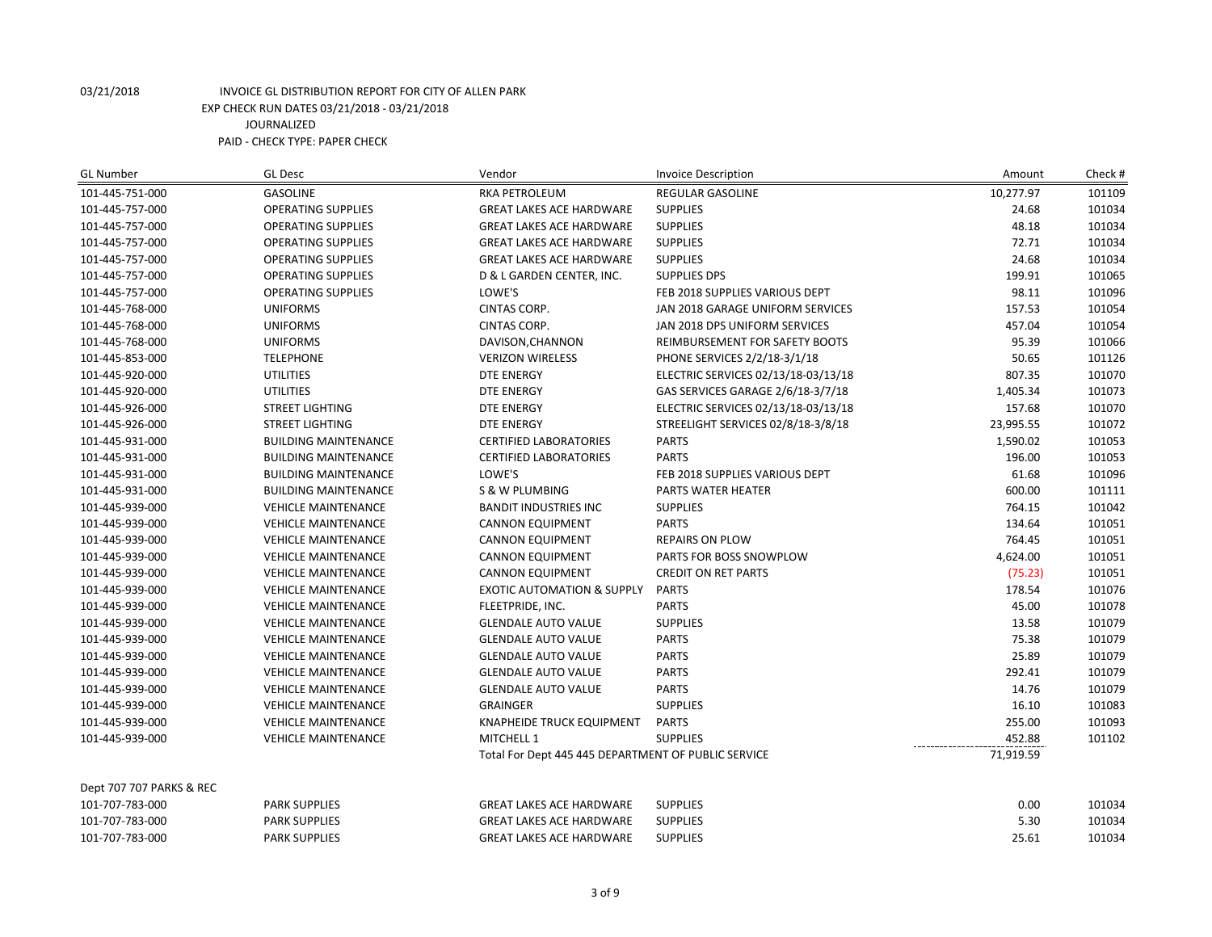03/21/2018 INVOICE GL DISTRIBUTION REPORT FOR CITY OF ALLEN PARK
EXP CHECK RUN DATES 03/21/2018 - 03/21/2018
JOURNALIZED
PAID - CHECK TYPE: PAPER CHECK

| GL Number | GL Desc | Vendor | Invoice Description | Amount | Check # |
|---|---|---|---|---|---|
| 101-445-751-000 | GASOLINE | RKA PETROLEUM | REGULAR GASOLINE | 10,277.97 | 101109 |
| 101-445-757-000 | OPERATING SUPPLIES | GREAT LAKES ACE HARDWARE | SUPPLIES | 24.68 | 101034 |
| 101-445-757-000 | OPERATING SUPPLIES | GREAT LAKES ACE HARDWARE | SUPPLIES | 48.18 | 101034 |
| 101-445-757-000 | OPERATING SUPPLIES | GREAT LAKES ACE HARDWARE | SUPPLIES | 72.71 | 101034 |
| 101-445-757-000 | OPERATING SUPPLIES | GREAT LAKES ACE HARDWARE | SUPPLIES | 24.68 | 101034 |
| 101-445-757-000 | OPERATING SUPPLIES | D & L GARDEN CENTER, INC. | SUPPLIES DPS | 199.91 | 101065 |
| 101-445-757-000 | OPERATING SUPPLIES | LOWE'S | FEB 2018 SUPPLIES VARIOUS DEPT | 98.11 | 101096 |
| 101-445-768-000 | UNIFORMS | CINTAS CORP. | JAN 2018 GARAGE UNIFORM SERVICES | 157.53 | 101054 |
| 101-445-768-000 | UNIFORMS | CINTAS CORP. | JAN 2018 DPS UNIFORM SERVICES | 457.04 | 101054 |
| 101-445-768-000 | UNIFORMS | DAVISON,CHANNON | REIMBURSEMENT FOR SAFETY BOOTS | 95.39 | 101066 |
| 101-445-853-000 | TELEPHONE | VERIZON WIRELESS | PHONE SERVICES 2/2/18-3/1/18 | 50.65 | 101126 |
| 101-445-920-000 | UTILITIES | DTE ENERGY | ELECTRIC SERVICES 02/13/18-03/13/18 | 807.35 | 101070 |
| 101-445-920-000 | UTILITIES | DTE ENERGY | GAS SERVICES GARAGE 2/6/18-3/7/18 | 1,405.34 | 101073 |
| 101-445-926-000 | STREET LIGHTING | DTE ENERGY | ELECTRIC SERVICES 02/13/18-03/13/18 | 157.68 | 101070 |
| 101-445-926-000 | STREET LIGHTING | DTE ENERGY | STREELIGHT SERVICES 02/8/18-3/8/18 | 23,995.55 | 101072 |
| 101-445-931-000 | BUILDING MAINTENANCE | CERTIFIED LABORATORIES | PARTS | 1,590.02 | 101053 |
| 101-445-931-000 | BUILDING MAINTENANCE | CERTIFIED LABORATORIES | PARTS | 196.00 | 101053 |
| 101-445-931-000 | BUILDING MAINTENANCE | LOWE'S | FEB 2018 SUPPLIES VARIOUS DEPT | 61.68 | 101096 |
| 101-445-931-000 | BUILDING MAINTENANCE | S & W PLUMBING | PARTS WATER HEATER | 600.00 | 101111 |
| 101-445-939-000 | VEHICLE MAINTENANCE | BANDIT INDUSTRIES INC | SUPPLIES | 764.15 | 101042 |
| 101-445-939-000 | VEHICLE MAINTENANCE | CANNON EQUIPMENT | PARTS | 134.64 | 101051 |
| 101-445-939-000 | VEHICLE MAINTENANCE | CANNON EQUIPMENT | REPAIRS ON PLOW | 764.45 | 101051 |
| 101-445-939-000 | VEHICLE MAINTENANCE | CANNON EQUIPMENT | PARTS FOR BOSS SNOWPLOW | 4,624.00 | 101051 |
| 101-445-939-000 | VEHICLE MAINTENANCE | CANNON EQUIPMENT | CREDIT ON RET PARTS | (75.23) | 101051 |
| 101-445-939-000 | VEHICLE MAINTENANCE | EXOTIC AUTOMATION & SUPPLY | PARTS | 178.54 | 101076 |
| 101-445-939-000 | VEHICLE MAINTENANCE | FLEETPRIDE, INC. | PARTS | 45.00 | 101078 |
| 101-445-939-000 | VEHICLE MAINTENANCE | GLENDALE AUTO VALUE | SUPPLIES | 13.58 | 101079 |
| 101-445-939-000 | VEHICLE MAINTENANCE | GLENDALE AUTO VALUE | PARTS | 75.38 | 101079 |
| 101-445-939-000 | VEHICLE MAINTENANCE | GLENDALE AUTO VALUE | PARTS | 25.89 | 101079 |
| 101-445-939-000 | VEHICLE MAINTENANCE | GLENDALE AUTO VALUE | PARTS | 292.41 | 101079 |
| 101-445-939-000 | VEHICLE MAINTENANCE | GLENDALE AUTO VALUE | PARTS | 14.76 | 101079 |
| 101-445-939-000 | VEHICLE MAINTENANCE | GRAINGER | SUPPLIES | 16.10 | 101083 |
| 101-445-939-000 | VEHICLE MAINTENANCE | KNAPHEIDE TRUCK EQUIPMENT | PARTS | 255.00 | 101093 |
| 101-445-939-000 | VEHICLE MAINTENANCE | MITCHELL 1 | SUPPLIES | 452.88 | 101102 |
| | | Total For Dept 445 445 DEPARTMENT OF PUBLIC SERVICE | | 71,919.59 | |
| Dept 707 707 PARKS & REC | | | | | |
| 101-707-783-000 | PARK SUPPLIES | GREAT LAKES ACE HARDWARE | SUPPLIES | 0.00 | 101034 |
| 101-707-783-000 | PARK SUPPLIES | GREAT LAKES ACE HARDWARE | SUPPLIES | 5.30 | 101034 |
| 101-707-783-000 | PARK SUPPLIES | GREAT LAKES ACE HARDWARE | SUPPLIES | 25.61 | 101034 |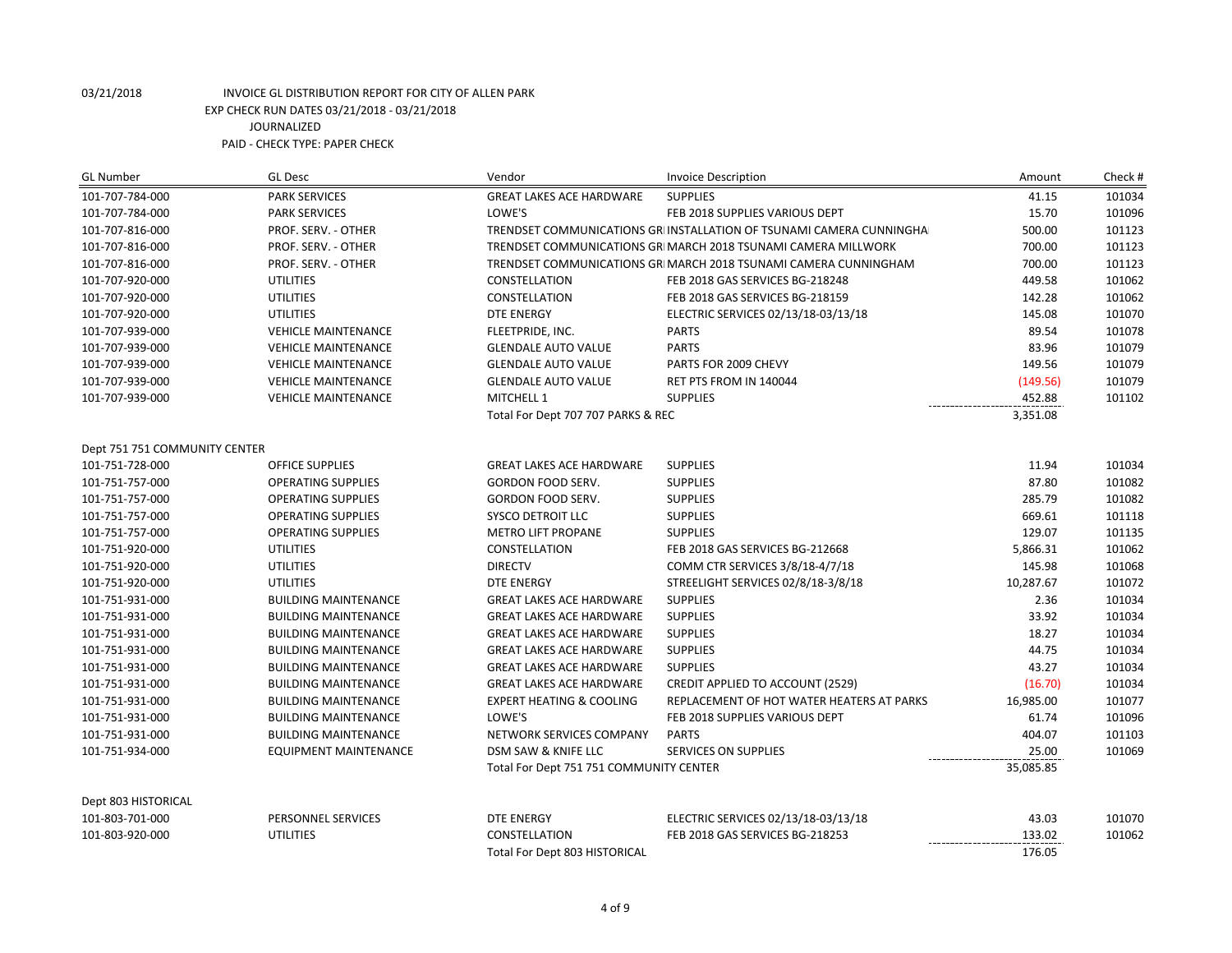03/21/2018 INVOICE GL DISTRIBUTION REPORT FOR CITY OF ALLEN PARK
EXP CHECK RUN DATES 03/21/2018 - 03/21/2018
JOURNALIZED
PAID - CHECK TYPE: PAPER CHECK

| GL Number | GL Desc | Vendor | Invoice Description | Amount | Check # |
|---|---|---|---|---|---|
| 101-707-784-000 | PARK SERVICES | GREAT LAKES ACE HARDWARE | SUPPLIES | 41.15 | 101034 |
| 101-707-784-000 | PARK SERVICES | LOWE'S | FEB 2018 SUPPLIES VARIOUS DEPT | 15.70 | 101096 |
| 101-707-816-000 | PROF. SERV. - OTHER | TRENDSET COMMUNICATIONS GR | INSTALLATION OF TSUNAMI CAMERA CUNNINGHA | 500.00 | 101123 |
| 101-707-816-000 | PROF. SERV. - OTHER | TRENDSET COMMUNICATIONS GR | MARCH 2018 TSUNAMI CAMERA MILLWORK | 700.00 | 101123 |
| 101-707-816-000 | PROF. SERV. - OTHER | TRENDSET COMMUNICATIONS GR | MARCH 2018 TSUNAMI CAMERA CUNNINGHAM | 700.00 | 101123 |
| 101-707-920-000 | UTILITIES | CONSTELLATION | FEB 2018 GAS SERVICES BG-218248 | 449.58 | 101062 |
| 101-707-920-000 | UTILITIES | CONSTELLATION | FEB 2018 GAS SERVICES BG-218159 | 142.28 | 101062 |
| 101-707-920-000 | UTILITIES | DTE ENERGY | ELECTRIC SERVICES 02/13/18-03/13/18 | 145.08 | 101070 |
| 101-707-939-000 | VEHICLE MAINTENANCE | FLEETPRIDE, INC. | PARTS | 89.54 | 101078 |
| 101-707-939-000 | VEHICLE MAINTENANCE | GLENDALE AUTO VALUE | PARTS | 83.96 | 101079 |
| 101-707-939-000 | VEHICLE MAINTENANCE | GLENDALE AUTO VALUE | PARTS FOR 2009 CHEVY | 149.56 | 101079 |
| 101-707-939-000 | VEHICLE MAINTENANCE | GLENDALE AUTO VALUE | RET PTS FROM IN 140044 | (149.56) | 101079 |
| 101-707-939-000 | VEHICLE MAINTENANCE | MITCHELL 1 | SUPPLIES | 452.88 | 101102 |
| | | Total For Dept 707 707 PARKS & REC | | 3,351.08 | |
| Dept 751 751 COMMUNITY CENTER | | | | | |
| 101-751-728-000 | OFFICE SUPPLIES | GREAT LAKES ACE HARDWARE | SUPPLIES | 11.94 | 101034 |
| 101-751-757-000 | OPERATING SUPPLIES | GORDON FOOD SERV. | SUPPLIES | 87.80 | 101082 |
| 101-751-757-000 | OPERATING SUPPLIES | GORDON FOOD SERV. | SUPPLIES | 285.79 | 101082 |
| 101-751-757-000 | OPERATING SUPPLIES | SYSCO DETROIT LLC | SUPPLIES | 669.61 | 101118 |
| 101-751-757-000 | OPERATING SUPPLIES | METRO LIFT PROPANE | SUPPLIES | 129.07 | 101135 |
| 101-751-920-000 | UTILITIES | CONSTELLATION | FEB 2018 GAS SERVICES BG-212668 | 5,866.31 | 101062 |
| 101-751-920-000 | UTILITIES | DIRECTV | COMM CTR SERVICES 3/8/18-4/7/18 | 145.98 | 101068 |
| 101-751-920-000 | UTILITIES | DTE ENERGY | STREELIGHT SERVICES 02/8/18-3/8/18 | 10,287.67 | 101072 |
| 101-751-931-000 | BUILDING MAINTENANCE | GREAT LAKES ACE HARDWARE | SUPPLIES | 2.36 | 101034 |
| 101-751-931-000 | BUILDING MAINTENANCE | GREAT LAKES ACE HARDWARE | SUPPLIES | 33.92 | 101034 |
| 101-751-931-000 | BUILDING MAINTENANCE | GREAT LAKES ACE HARDWARE | SUPPLIES | 18.27 | 101034 |
| 101-751-931-000 | BUILDING MAINTENANCE | GREAT LAKES ACE HARDWARE | SUPPLIES | 44.75 | 101034 |
| 101-751-931-000 | BUILDING MAINTENANCE | GREAT LAKES ACE HARDWARE | SUPPLIES | 43.27 | 101034 |
| 101-751-931-000 | BUILDING MAINTENANCE | GREAT LAKES ACE HARDWARE | CREDIT APPLIED TO ACCOUNT (2529) | (16.70) | 101034 |
| 101-751-931-000 | BUILDING MAINTENANCE | EXPERT HEATING & COOLING | REPLACEMENT OF HOT WATER HEATERS AT PARKS | 16,985.00 | 101077 |
| 101-751-931-000 | BUILDING MAINTENANCE | LOWE'S | FEB 2018 SUPPLIES VARIOUS DEPT | 61.74 | 101096 |
| 101-751-931-000 | BUILDING MAINTENANCE | NETWORK SERVICES COMPANY | PARTS | 404.07 | 101103 |
| 101-751-934-000 | EQUIPMENT MAINTENANCE | DSM SAW & KNIFE LLC | SERVICES ON SUPPLIES | 25.00 | 101069 |
| | | Total For Dept 751 751 COMMUNITY CENTER | | 35,085.85 | |
| Dept 803 HISTORICAL | | | | | |
| 101-803-701-000 | PERSONNEL SERVICES | DTE ENERGY | ELECTRIC SERVICES 02/13/18-03/13/18 | 43.03 | 101070 |
| 101-803-920-000 | UTILITIES | CONSTELLATION | FEB 2018 GAS SERVICES BG-218253 | 133.02 | 101062 |
| | | Total For Dept 803 HISTORICAL | | 176.05 | |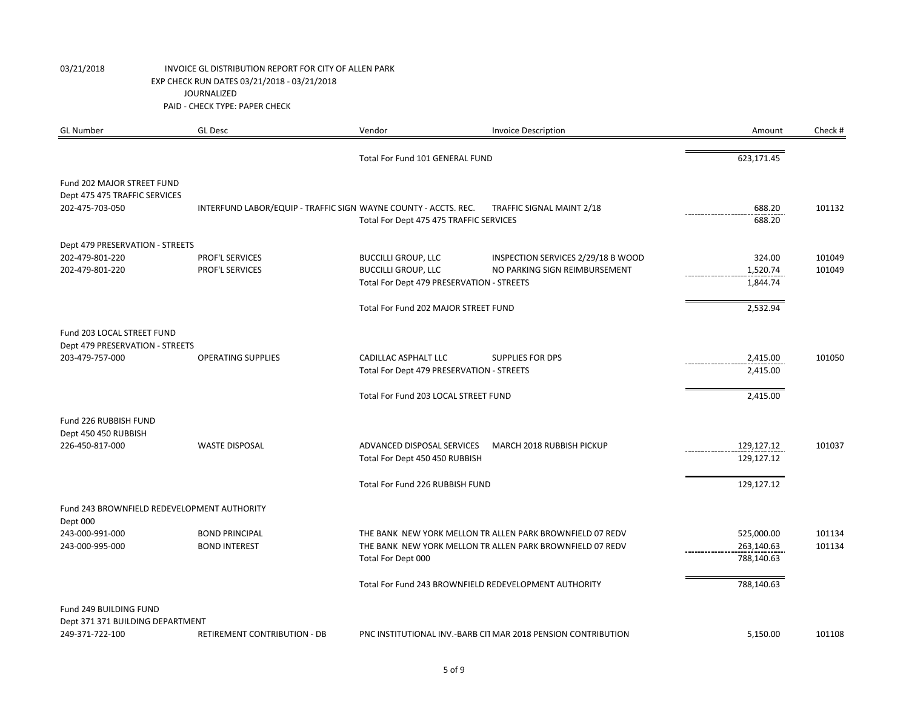03/21/2018 INVOICE GL DISTRIBUTION REPORT FOR CITY OF ALLEN PARK
EXP CHECK RUN DATES 03/21/2018 - 03/21/2018
JOURNALIZED
PAID - CHECK TYPE: PAPER CHECK

| GL Number | GL Desc | Vendor | Invoice Description | Amount | Check # |
|---|---|---|---|---|---|
| | | Total For Fund 101 GENERAL FUND | | 623,171.45 | |
| Fund 202 MAJOR STREET FUND | | | | | |
| Dept 475 475 TRAFFIC SERVICES | | | | | |
| 202-475-703-050 | INTERFUND LABOR/EQUIP - TRAFFIC SIGN | WAYNE COUNTY - ACCTS. REC. | TRAFFIC SIGNAL MAINT 2/18 | 688.20 | 101132 |
| | | Total For Dept 475 475 TRAFFIC SERVICES | | 688.20 | |
| Dept 479 PRESERVATION - STREETS | | | | | |
| 202-479-801-220 | PROF'L SERVICES | BUCCILLI GROUP, LLC | INSPECTION SERVICES 2/29/18 B WOOD | 324.00 | 101049 |
| 202-479-801-220 | PROF'L SERVICES | BUCCILLI GROUP, LLC | NO PARKING SIGN REIMBURSEMENT | 1,520.74 | 101049 |
| | | Total For Dept 479 PRESERVATION - STREETS | | 1,844.74 | |
| | | Total For Fund 202 MAJOR STREET FUND | | 2,532.94 | |
| Fund 203 LOCAL STREET FUND | | | | | |
| Dept 479 PRESERVATION - STREETS | | | | | |
| 203-479-757-000 | OPERATING SUPPLIES | CADILLAC ASPHALT LLC | SUPPLIES FOR DPS | 2,415.00 | 101050 |
| | | Total For Dept 479 PRESERVATION - STREETS | | 2,415.00 | |
| | | Total For Fund 203 LOCAL STREET FUND | | 2,415.00 | |
| Fund 226 RUBBISH FUND | | | | | |
| Dept 450 450 RUBBISH | | | | | |
| 226-450-817-000 | WASTE DISPOSAL | ADVANCED DISPOSAL SERVICES | MARCH 2018 RUBBISH PICKUP | 129,127.12 | 101037 |
| | | Total For Dept 450 450 RUBBISH | | 129,127.12 | |
| | | Total For Fund 226 RUBBISH FUND | | 129,127.12 | |
| Fund 243 BROWNFIELD REDEVELOPMENT AUTHORITY | | | | | |
| Dept 000 | | | | | |
| 243-000-991-000 | BOND PRINCIPAL | THE BANK NEW YORK MELLON TR | ALLEN PARK BROWNFIELD 07 REDV | 525,000.00 | 101134 |
| 243-000-995-000 | BOND INTEREST | THE BANK NEW YORK MELLON TR | ALLEN PARK BROWNFIELD 07 REDV | 263,140.63 | 101134 |
| | | Total For Dept 000 | | 788,140.63 | |
| | | Total For Fund 243 BROWNFIELD REDEVELOPMENT AUTHORITY | | 788,140.63 | |
| Fund 249 BUILDING FUND | | | | | |
| Dept 371 371 BUILDING DEPARTMENT | | | | | |
| 249-371-722-100 | RETIREMENT CONTRIBUTION - DB | PNC INSTITUTIONAL INV.-BARB CIT | MAR 2018 PENSION CONTRIBUTION | 5,150.00 | 101108 |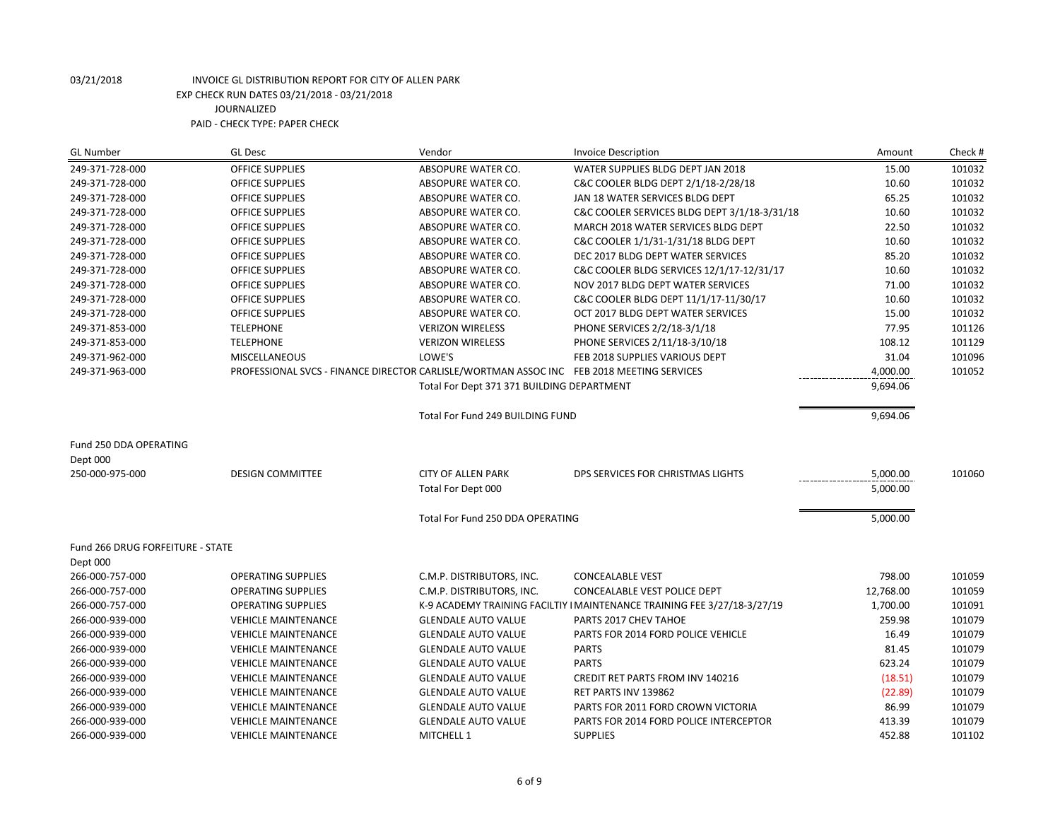03/21/2018 INVOICE GL DISTRIBUTION REPORT FOR CITY OF ALLEN PARK
EXP CHECK RUN DATES 03/21/2018 - 03/21/2018
JOURNALIZED
PAID - CHECK TYPE: PAPER CHECK

| GL Number | GL Desc | Vendor | Invoice Description | Amount | Check # |
|---|---|---|---|---|---|
| 249-371-728-000 | OFFICE SUPPLIES | ABSOPURE WATER CO. | WATER SUPPLIES BLDG DEPT JAN 2018 | 15.00 | 101032 |
| 249-371-728-000 | OFFICE SUPPLIES | ABSOPURE WATER CO. | C&C COOLER BLDG DEPT 2/1/18-2/28/18 | 10.60 | 101032 |
| 249-371-728-000 | OFFICE SUPPLIES | ABSOPURE WATER CO. | JAN 18 WATER SERVICES BLDG DEPT | 65.25 | 101032 |
| 249-371-728-000 | OFFICE SUPPLIES | ABSOPURE WATER CO. | C&C COOLER SERVICES BLDG DEPT 3/1/18-3/31/18 | 10.60 | 101032 |
| 249-371-728-000 | OFFICE SUPPLIES | ABSOPURE WATER CO. | MARCH 2018 WATER SERVICES BLDG DEPT | 22.50 | 101032 |
| 249-371-728-000 | OFFICE SUPPLIES | ABSOPURE WATER CO. | C&C COOLER 1/1/31-1/31/18 BLDG DEPT | 10.60 | 101032 |
| 249-371-728-000 | OFFICE SUPPLIES | ABSOPURE WATER CO. | DEC 2017 BLDG DEPT WATER SERVICES | 85.20 | 101032 |
| 249-371-728-000 | OFFICE SUPPLIES | ABSOPURE WATER CO. | C&C COOLER BLDG SERVICES 12/1/17-12/31/17 | 10.60 | 101032 |
| 249-371-728-000 | OFFICE SUPPLIES | ABSOPURE WATER CO. | NOV 2017 BLDG DEPT WATER SERVICES | 71.00 | 101032 |
| 249-371-728-000 | OFFICE SUPPLIES | ABSOPURE WATER CO. | C&C COOLER BLDG DEPT 11/1/17-11/30/17 | 10.60 | 101032 |
| 249-371-728-000 | OFFICE SUPPLIES | ABSOPURE WATER CO. | OCT 2017 BLDG DEPT WATER SERVICES | 15.00 | 101032 |
| 249-371-853-000 | TELEPHONE | VERIZON WIRELESS | PHONE SERVICES 2/2/18-3/1/18 | 77.95 | 101126 |
| 249-371-853-000 | TELEPHONE | VERIZON WIRELESS | PHONE SERVICES 2/11/18-3/10/18 | 108.12 | 101129 |
| 249-371-962-000 | MISCELLANEOUS | LOWE'S | FEB 2018 SUPPLIES VARIOUS DEPT | 31.04 | 101096 |
| 249-371-963-000 | PROFESSIONAL SVCS - FINANCE DIRECTOR | CARLISLE/WORTMAN ASSOC INC | FEB 2018 MEETING SERVICES | 4,000.00 | 101052 |
| | | Total For Dept 371 371 BUILDING DEPARTMENT | | 9,694.06 | |
| | | Total For Fund 249 BUILDING FUND | | 9,694.06 | |
| Fund 250 DDA OPERATING | | | | | |
| Dept 000 | | | | | |
| 250-000-975-000 | DESIGN COMMITTEE | CITY OF ALLEN PARK | DPS SERVICES FOR CHRISTMAS LIGHTS | 5,000.00 | 101060 |
| | | Total For Dept 000 | | 5,000.00 | |
| | | Total For Fund 250 DDA OPERATING | | 5,000.00 | |
| Fund 266 DRUG FORFEITURE - STATE | | | | | |
| Dept 000 | | | | | |
| 266-000-757-000 | OPERATING SUPPLIES | C.M.P. DISTRIBUTORS, INC. | CONCEALABLE VEST | 798.00 | 101059 |
| 266-000-757-000 | OPERATING SUPPLIES | C.M.P. DISTRIBUTORS, INC. | CONCEALABLE VEST POLICE DEPT | 12,768.00 | 101059 |
| 266-000-757-000 | OPERATING SUPPLIES | K-9 ACADEMY TRAINING FACILTIY I | MAINTENANCE TRAINING FEE 3/27/18-3/27/19 | 1,700.00 | 101091 |
| 266-000-939-000 | VEHICLE MAINTENANCE | GLENDALE AUTO VALUE | PARTS 2017 CHEV TAHOE | 259.98 | 101079 |
| 266-000-939-000 | VEHICLE MAINTENANCE | GLENDALE AUTO VALUE | PARTS FOR 2014 FORD POLICE VEHICLE | 16.49 | 101079 |
| 266-000-939-000 | VEHICLE MAINTENANCE | GLENDALE AUTO VALUE | PARTS | 81.45 | 101079 |
| 266-000-939-000 | VEHICLE MAINTENANCE | GLENDALE AUTO VALUE | PARTS | 623.24 | 101079 |
| 266-000-939-000 | VEHICLE MAINTENANCE | GLENDALE AUTO VALUE | CREDIT RET PARTS FROM INV 140216 | (18.51) | 101079 |
| 266-000-939-000 | VEHICLE MAINTENANCE | GLENDALE AUTO VALUE | RET PARTS INV 139862 | (22.89) | 101079 |
| 266-000-939-000 | VEHICLE MAINTENANCE | GLENDALE AUTO VALUE | PARTS FOR 2011 FORD CROWN VICTORIA | 86.99 | 101079 |
| 266-000-939-000 | VEHICLE MAINTENANCE | GLENDALE AUTO VALUE | PARTS FOR 2014 FORD POLICE INTERCEPTOR | 413.39 | 101079 |
| 266-000-939-000 | VEHICLE MAINTENANCE | MITCHELL 1 | SUPPLIES | 452.88 | 101102 |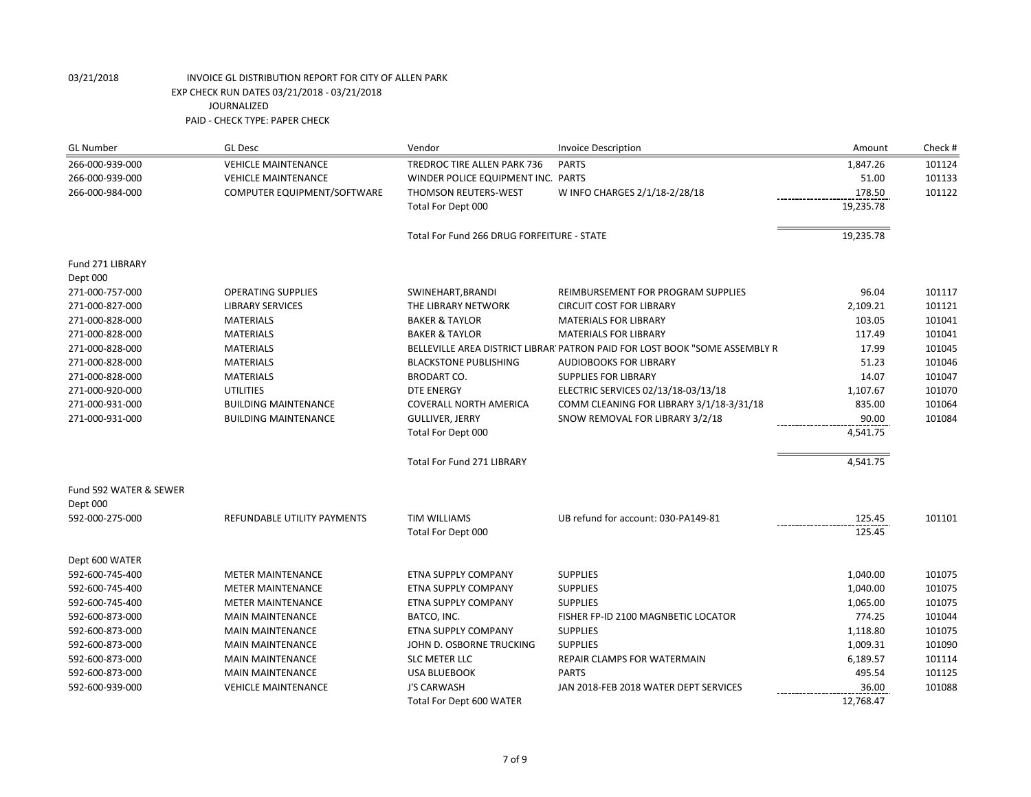03/21/2018 INVOICE GL DISTRIBUTION REPORT FOR CITY OF ALLEN PARK
EXP CHECK RUN DATES 03/21/2018 - 03/21/2018
JOURNALIZED
PAID - CHECK TYPE: PAPER CHECK

| GL Number | GL Desc | Vendor | Invoice Description | Amount | Check # |
|---|---|---|---|---|---|
| 266-000-939-000 | VEHICLE MAINTENANCE | TREDROC TIRE ALLEN PARK 736 | PARTS | 1,847.26 | 101124 |
| 266-000-939-000 | VEHICLE MAINTENANCE | WINDER POLICE EQUIPMENT INC. | PARTS | 51.00 | 101133 |
| 266-000-984-000 | COMPUTER EQUIPMENT/SOFTWARE | THOMSON REUTERS-WEST | W INFO CHARGES 2/1/18-2/28/18 | 178.50 | 101122 |
| | | Total For Dept 000 | | 19,235.78 | |
| | | Total For Fund 266 DRUG FORFEITURE - STATE | | 19,235.78 | |
| Fund 271 LIBRARY | | | | | |
| Dept 000 | | | | | |
| 271-000-757-000 | OPERATING SUPPLIES | SWINEHART,BRANDI | REIMBURSEMENT FOR PROGRAM SUPPLIES | 96.04 | 101117 |
| 271-000-827-000 | LIBRARY SERVICES | THE LIBRARY NETWORK | CIRCUIT COST FOR LIBRARY | 2,109.21 | 101121 |
| 271-000-828-000 | MATERIALS | BAKER & TAYLOR | MATERIALS FOR LIBRARY | 103.05 | 101041 |
| 271-000-828-000 | MATERIALS | BAKER & TAYLOR | MATERIALS FOR LIBRARY | 117.49 | 101041 |
| 271-000-828-000 | MATERIALS | BELLEVILLE AREA DISTRICT LIBRAR | PATRON PAID FOR LOST BOOK "SOME ASSEMBLY R | 17.99 | 101045 |
| 271-000-828-000 | MATERIALS | BLACKSTONE PUBLISHING | AUDIOBOOKS FOR LIBRARY | 51.23 | 101046 |
| 271-000-828-000 | MATERIALS | BRODART CO. | SUPPLIES FOR LIBRARY | 14.07 | 101047 |
| 271-000-920-000 | UTILITIES | DTE ENERGY | ELECTRIC SERVICES 02/13/18-03/13/18 | 1,107.67 | 101070 |
| 271-000-931-000 | BUILDING MAINTENANCE | COVERALL NORTH AMERICA | COMM CLEANING FOR LIBRARY 3/1/18-3/31/18 | 835.00 | 101064 |
| 271-000-931-000 | BUILDING MAINTENANCE | GULLIVER, JERRY | SNOW REMOVAL FOR LIBRARY 3/2/18 | 90.00 | 101084 |
| | | Total For Dept 000 | | 4,541.75 | |
| | | Total For Fund 271 LIBRARY | | 4,541.75 | |
| Fund 592 WATER & SEWER | | | | | |
| Dept 000 | | | | | |
| 592-000-275-000 | REFUNDABLE UTILITY PAYMENTS | TIM WILLIAMS | UB refund for account: 030-PA149-81 | 125.45 | 101101 |
| | | Total For Dept 000 | | 125.45 | |
| Dept 600 WATER | | | | | |
| 592-600-745-400 | METER MAINTENANCE | ETNA SUPPLY COMPANY | SUPPLIES | 1,040.00 | 101075 |
| 592-600-745-400 | METER MAINTENANCE | ETNA SUPPLY COMPANY | SUPPLIES | 1,040.00 | 101075 |
| 592-600-745-400 | METER MAINTENANCE | ETNA SUPPLY COMPANY | SUPPLIES | 1,065.00 | 101075 |
| 592-600-873-000 | MAIN MAINTENANCE | BATCO, INC. | FISHER FP-ID 2100 MAGNBETIC LOCATOR | 774.25 | 101044 |
| 592-600-873-000 | MAIN MAINTENANCE | ETNA SUPPLY COMPANY | SUPPLIES | 1,118.80 | 101075 |
| 592-600-873-000 | MAIN MAINTENANCE | JOHN D. OSBORNE TRUCKING | SUPPLIES | 1,009.31 | 101090 |
| 592-600-873-000 | MAIN MAINTENANCE | SLC METER LLC | REPAIR CLAMPS FOR WATERMAIN | 6,189.57 | 101114 |
| 592-600-873-000 | MAIN MAINTENANCE | USA BLUEBOOK | PARTS | 495.54 | 101125 |
| 592-600-939-000 | VEHICLE MAINTENANCE | J'S CARWASH | JAN 2018-FEB 2018 WATER DEPT SERVICES | 36.00 | 101088 |
| | | Total For Dept 600 WATER | | 12,768.47 | |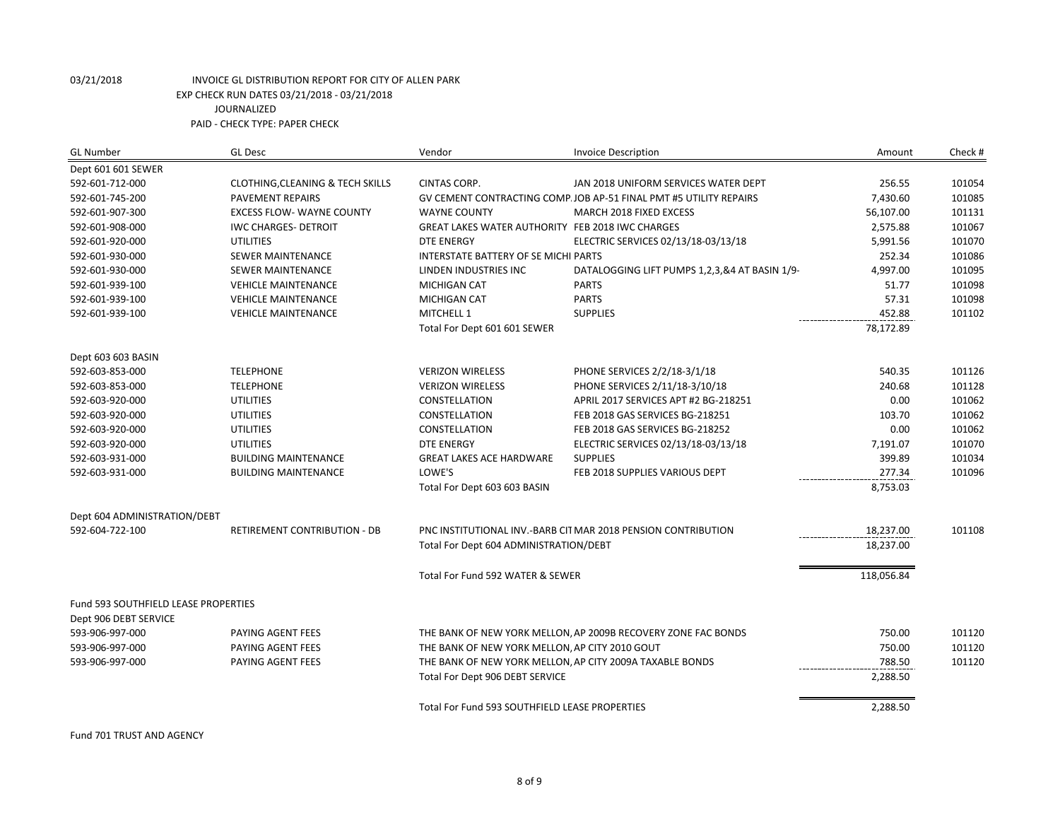03/21/2018 INVOICE GL DISTRIBUTION REPORT FOR CITY OF ALLEN PARK
EXP CHECK RUN DATES 03/21/2018 - 03/21/2018
JOURNALIZED
PAID - CHECK TYPE: PAPER CHECK

| GL Number | GL Desc | Vendor | Invoice Description | Amount | Check # |
|---|---|---|---|---|---|
| Dept 601 601 SEWER | | | | | |
| 592-601-712-000 | CLOTHING,CLEANING & TECH SKILLS | CINTAS CORP. | JAN 2018 UNIFORM SERVICES WATER DEPT | 256.55 | 101054 |
| 592-601-745-200 | PAVEMENT REPAIRS | GV CEMENT CONTRACTING COMP. | JOB AP-51 FINAL PMT #5 UTILITY REPAIRS | 7,430.60 | 101085 |
| 592-601-907-300 | EXCESS FLOW- WAYNE COUNTY | WAYNE COUNTY | MARCH 2018 FIXED EXCESS | 56,107.00 | 101131 |
| 592-601-908-000 | IWC CHARGES- DETROIT | GREAT LAKES WATER AUTHORITY | FEB 2018 IWC CHARGES | 2,575.88 | 101067 |
| 592-601-920-000 | UTILITIES | DTE ENERGY | ELECTRIC SERVICES 02/13/18-03/13/18 | 5,991.56 | 101070 |
| 592-601-930-000 | SEWER MAINTENANCE | INTERSTATE BATTERY OF SE MICHI | PARTS | 252.34 | 101086 |
| 592-601-930-000 | SEWER MAINTENANCE | LINDEN INDUSTRIES INC | DATALOGGING LIFT PUMPS 1,2,3,&4 AT BASIN 1/9- | 4,997.00 | 101095 |
| 592-601-939-100 | VEHICLE MAINTENANCE | MICHIGAN CAT | PARTS | 51.77 | 101098 |
| 592-601-939-100 | VEHICLE MAINTENANCE | MICHIGAN CAT | PARTS | 57.31 | 101098 |
| 592-601-939-100 | VEHICLE MAINTENANCE | MITCHELL 1 | SUPPLIES | 452.88 | 101102 |
| | | Total For Dept 601 601 SEWER | | 78,172.89 | |
| Dept 603 603 BASIN | | | | | |
| 592-603-853-000 | TELEPHONE | VERIZON WIRELESS | PHONE SERVICES 2/2/18-3/1/18 | 540.35 | 101126 |
| 592-603-853-000 | TELEPHONE | VERIZON WIRELESS | PHONE SERVICES 2/11/18-3/10/18 | 240.68 | 101128 |
| 592-603-920-000 | UTILITIES | CONSTELLATION | APRIL 2017 SERVICES APT #2 BG-218251 | 0.00 | 101062 |
| 592-603-920-000 | UTILITIES | CONSTELLATION | FEB 2018 GAS SERVICES BG-218251 | 103.70 | 101062 |
| 592-603-920-000 | UTILITIES | CONSTELLATION | FEB 2018 GAS SERVICES BG-218252 | 0.00 | 101062 |
| 592-603-920-000 | UTILITIES | DTE ENERGY | ELECTRIC SERVICES 02/13/18-03/13/18 | 7,191.07 | 101070 |
| 592-603-931-000 | BUILDING MAINTENANCE | GREAT LAKES ACE HARDWARE | SUPPLIES | 399.89 | 101034 |
| 592-603-931-000 | BUILDING MAINTENANCE | LOWE'S | FEB 2018 SUPPLIES VARIOUS DEPT | 277.34 | 101096 |
| | | Total For Dept 603 603 BASIN | | 8,753.03 | |
| Dept 604 ADMINISTRATION/DEBT | | | | | |
| 592-604-722-100 | RETIREMENT CONTRIBUTION - DB | PNC INSTITUTIONAL INV.-BARB CIT | MAR 2018 PENSION CONTRIBUTION | 18,237.00 | 101108 |
| | | Total For Dept 604 ADMINISTRATION/DEBT | | 18,237.00 | |
| | | Total For Fund 592 WATER & SEWER | | 118,056.84 | |
| Fund 593 SOUTHFIELD LEASE PROPERTIES | | | | | |
| Dept 906 DEBT SERVICE | | | | | |
| 593-906-997-000 | PAYING AGENT FEES | THE BANK OF NEW YORK MELLON, | AP 2009B RECOVERY ZONE FAC BONDS | 750.00 | 101120 |
| 593-906-997-000 | PAYING AGENT FEES | THE BANK OF NEW YORK MELLON, | AP CITY 2010 GOUT | 750.00 | 101120 |
| 593-906-997-000 | PAYING AGENT FEES | THE BANK OF NEW YORK MELLON, | AP CITY 2009A TAXABLE BONDS | 788.50 | 101120 |
| | | Total For Dept 906 DEBT SERVICE | | 2,288.50 | |
| | | Total For Fund 593 SOUTHFIELD LEASE PROPERTIES | | 2,288.50 | |

Fund 701 TRUST AND AGENCY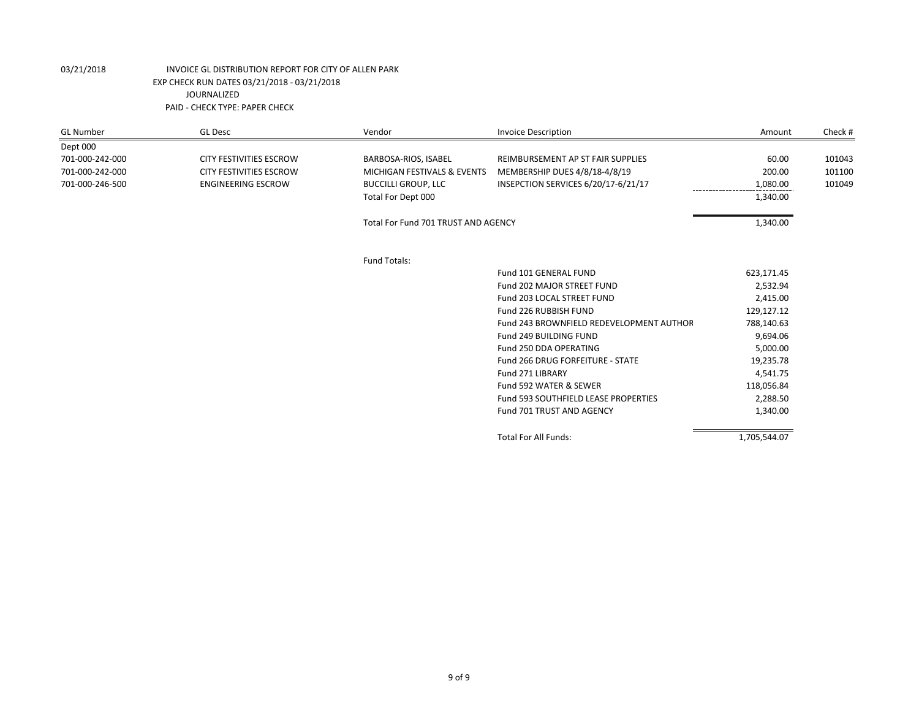03/21/2018 INVOICE GL DISTRIBUTION REPORT FOR CITY OF ALLEN PARK

EXP CHECK RUN DATES 03/21/2018 - 03/21/2018

JOURNALIZED

PAID - CHECK TYPE: PAPER CHECK

| GL Number | GL Desc | Vendor | Invoice Description | Amount | Check # |
|---|---|---|---|---|---|
| Dept 000 | | | | | |
| 701-000-242-000 | CITY FESTIVITIES ESCROW | BARBOSA-RIOS, ISABEL | REIMBURSEMENT AP ST FAIR SUPPLIES | 60.00 | 101043 |
| 701-000-242-000 | CITY FESTIVITIES ESCROW | MICHIGAN FESTIVALS & EVENTS | MEMBERSHIP DUES 4/8/18-4/8/19 | 200.00 | 101100 |
| 701-000-246-500 | ENGINEERING ESCROW | BUCCILLI GROUP, LLC | INSEPCTION SERVICES 6/20/17-6/21/17 | 1,080.00 | 101049 |
| | | Total For Dept 000 | | 1,340.00 | |
| | | Total For Fund 701 TRUST AND AGENCY | | 1,340.00 | |

Fund Totals:

| | |
|---|---|
| Fund 101 GENERAL FUND | 623,171.45 |
| Fund 202 MAJOR STREET FUND | 2,532.94 |
| Fund 203 LOCAL STREET FUND | 2,415.00 |
| Fund 226 RUBBISH FUND | 129,127.12 |
| Fund 243 BROWNFIELD REDEVELOPMENT AUTHOR | 788,140.63 |
| Fund 249 BUILDING FUND | 9,694.06 |
| Fund 250 DDA OPERATING | 5,000.00 |
| Fund 266 DRUG FORFEITURE - STATE | 19,235.78 |
| Fund 271 LIBRARY | 4,541.75 |
| Fund 592 WATER & SEWER | 118,056.84 |
| Fund 593 SOUTHFIELD LEASE PROPERTIES | 2,288.50 |
| Fund 701 TRUST AND AGENCY | 1,340.00 |
| Total For All Funds: | 1,705,544.07 |